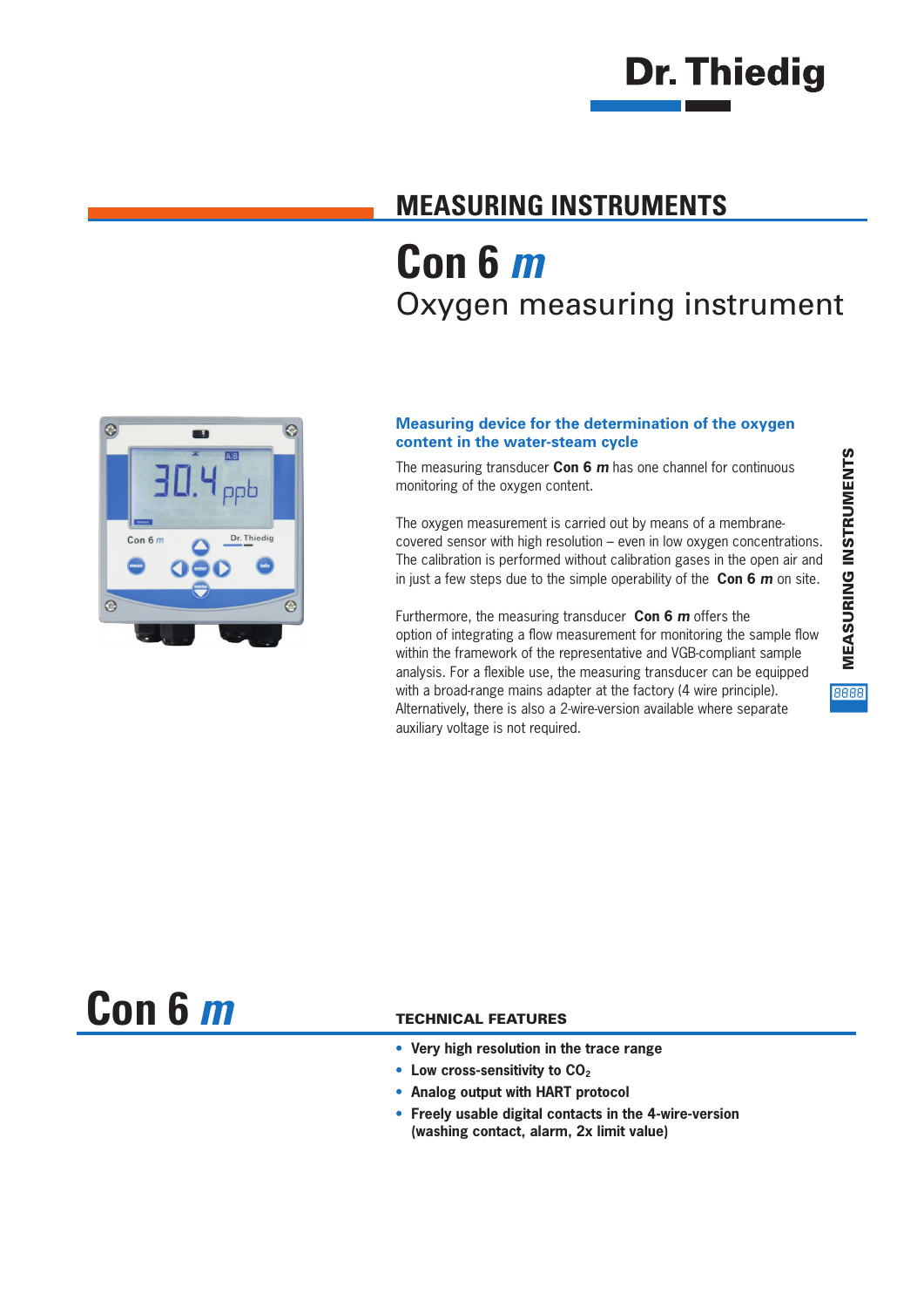Dr. Thiedig

## MEASURING INSTRUMENTS

# Con 6 *m*

## Oxygen measuring instrument

### Measuring device for the determination of the oxygen content in the water-steam cycle

The measuring transducer **Con 6 *m*** has one channel for continuous monitoring of the oxygen content.

The oxygen measurement is carried out by means of a membrane-covered sensor with high resolution – even in low oxygen concentrations. The calibration is performed without calibration gases in the open air and in just a few steps due to the simple operability of the **Con 6 *m*** on site.

Furthermore, the measuring transducer **Con 6 *m*** offers the option of integrating a flow measurement for monitoring the sample flow within the framework of the representative and VGB-compliant sample analysis. For a flexible use, the measuring transducer can be equipped with a broad-range mains adapter at the factory (4 wire principle). Alternatively, there is also a 2-wire-version available where separate auxiliary voltage is not required.

MEASURING INSTRUMENTS

# Con 6 *m*

### TECHNICAL FEATURES

- **Very high resolution in the trace range**
- **Low cross-sensitivity to $CO_2$**
- **Analog output with HART protocol**
- **Freely usable digital contacts in the 4-wire-version (washing contact, alarm, 2x limit value)**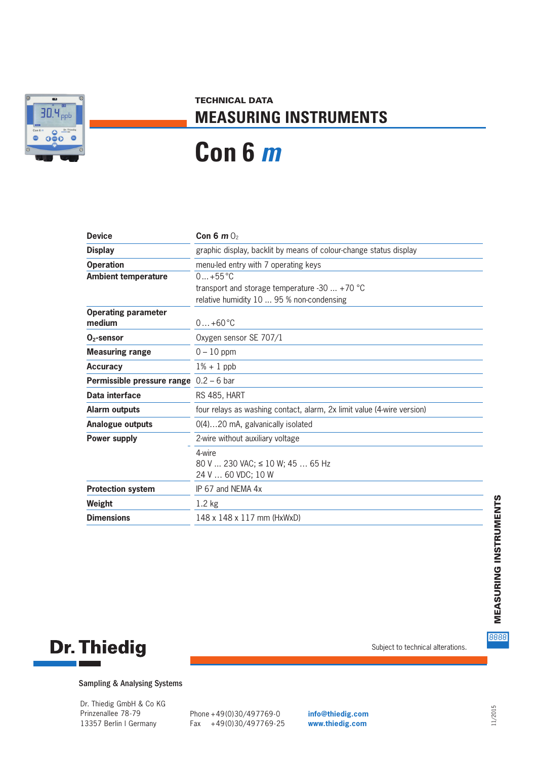TECHNICAL DATA

# MEASURING INSTRUMENTS

## Con 6 *m*

| | |
|---|---|
| **Device** | **Con 6 *m*** $O_2$ |
| **Display** | graphic display, backlit by means of colour-change status display |
| **Operation** | menu-led entry with 7 operating keys |
| **Ambient temperature** | 0 … +55 °C<br>transport and storage temperature -30 … +70 °C<br>relative humidity 10 … 95 % non-condensing |
| **Operating parameter medium** | 0 … +60 °C |
| **$O_2$-sensor** | Oxygen sensor SE 707/1 |
| **Measuring range** | 0 – 10 ppm |
| **Accuracy** | 1% + 1 ppb |
| **Permissible pressure range** | 0.2 – 6 bar |
| **Data interface** | RS 485, HART |
| **Alarm outputs** | four relays as washing contact, alarm, 2x limit value (4-wire version) |
| **Analogue outputs** | 0(4)…20 mA, galvanically isolated |
| **Power supply** | 2-wire without auxiliary voltage |
| | 4-wire<br>80 V … 230 VAC; ≤ 10 W; 45 … 65 Hz<br>24 V … 60 VDC; 10 W |
| **Protection system** | IP 67 and NEMA 4x |
| **Weight** | 1.2 kg |
| **Dimensions** | 148 x 148 x 117 mm (HxWxD) |

Subject to technical alterations.

**Dr. Thiedig**

Sampling & Analysing Systems

Dr. Thiedig GmbH & Co KG
Prinzenallee 78-79
13357 Berlin I Germany

Phone +49(0)30/497769-0
Fax +49(0)30/497769-25

**info@thiedig.com**
**www.thiedig.com**

11/2015